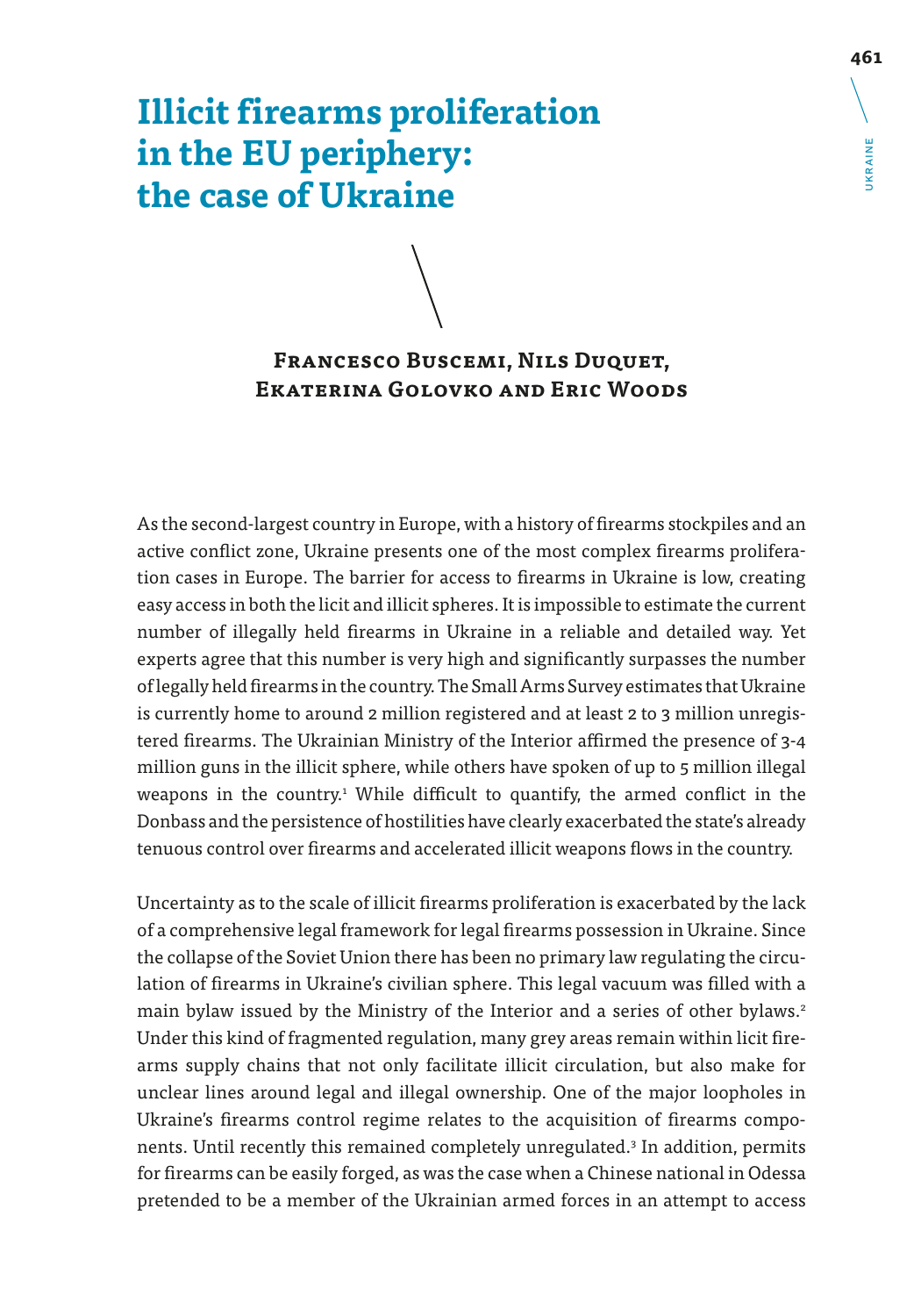# Illicit firearms proliferation in the EU periphery: the case of Ukraine

**Francesco Buscemi, Nils Duquet, Ekaterina Golovko and Eric Woods**

As the second-largest country in Europe, with a history of firearms stockpiles and an active conflict zone, Ukraine presents one of the most complex firearms proliferation cases in Europe. The barrier for access to firearms in Ukraine is low, creating easy access in both the licit and illicit spheres. It is impossible to estimate the current number of illegally held firearms in Ukraine in a reliable and detailed way. Yet experts agree that this number is very high and significantly surpasses the number of legally held firearms in the country. The Small Arms Survey estimates that Ukraine is currently home to around 2 million registered and at least 2 to 3 million unregistered firearms. The Ukrainian Ministry of the Interior affirmed the presence of 3-4 million guns in the illicit sphere, while others have spoken of up to 5 million illegal weapons in the country.[1] While difficult to quantify, the armed conflict in the Donbass and the persistence of hostilities have clearly exacerbated the state's already tenuous control over firearms and accelerated illicit weapons flows in the country.

Uncertainty as to the scale of illicit firearms proliferation is exacerbated by the lack of a comprehensive legal framework for legal firearms possession in Ukraine. Since the collapse of the Soviet Union there has been no primary law regulating the circulation of firearms in Ukraine's civilian sphere. This legal vacuum was filled with a main bylaw issued by the Ministry of the Interior and a series of other bylaws.[2] Under this kind of fragmented regulation, many grey areas remain within licit firearms supply chains that not only facilitate illicit circulation, but also make for unclear lines around legal and illegal ownership. One of the major loopholes in Ukraine's firearms control regime relates to the acquisition of firearms components. Until recently this remained completely unregulated.[3] In addition, permits for firearms can be easily forged, as was the case when a Chinese national in Odessa pretended to be a member of the Ukrainian armed forces in an attempt to access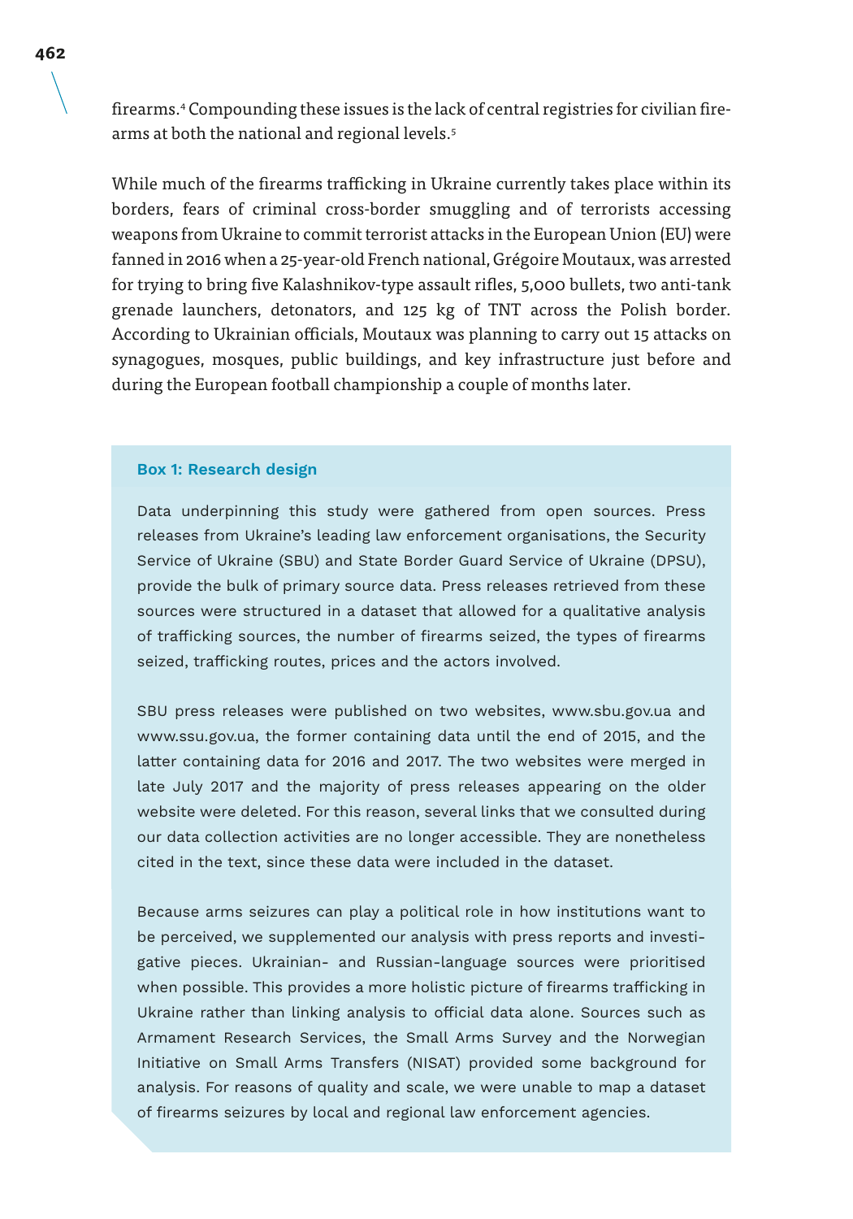firearms.[4] Compounding these issues is the lack of central registries for civilian firearms at both the national and regional levels.[5]

While much of the firearms trafficking in Ukraine currently takes place within its borders, fears of criminal cross-border smuggling and of terrorists accessing weapons from Ukraine to commit terrorist attacks in the European Union (EU) were fanned in 2016 when a 25-year-old French national, Grégoire Moutaux, was arrested for trying to bring five Kalashnikov-type assault rifles, 5,000 bullets, two anti-tank grenade launchers, detonators, and 125 kg of TNT across the Polish border. According to Ukrainian officials, Moutaux was planning to carry out 15 attacks on synagogues, mosques, public buildings, and key infrastructure just before and during the European football championship a couple of months later.

**Box 1: Research design**

Data underpinning this study were gathered from open sources. Press releases from Ukraine's leading law enforcement organisations, the Security Service of Ukraine (SBU) and State Border Guard Service of Ukraine (DPSU), provide the bulk of primary source data. Press releases retrieved from these sources were structured in a dataset that allowed for a qualitative analysis of trafficking sources, the number of firearms seized, the types of firearms seized, trafficking routes, prices and the actors involved.

SBU press releases were published on two websites, www.sbu.gov.ua and www.ssu.gov.ua, the former containing data until the end of 2015, and the latter containing data for 2016 and 2017. The two websites were merged in late July 2017 and the majority of press releases appearing on the older website were deleted. For this reason, several links that we consulted during our data collection activities are no longer accessible. They are nonetheless cited in the text, since these data were included in the dataset.

Because arms seizures can play a political role in how institutions want to be perceived, we supplemented our analysis with press reports and investigative pieces. Ukrainian- and Russian-language sources were prioritised when possible. This provides a more holistic picture of firearms trafficking in Ukraine rather than linking analysis to official data alone. Sources such as Armament Research Services, the Small Arms Survey and the Norwegian Initiative on Small Arms Transfers (NISAT) provided some background for analysis. For reasons of quality and scale, we were unable to map a dataset of firearms seizures by local and regional law enforcement agencies.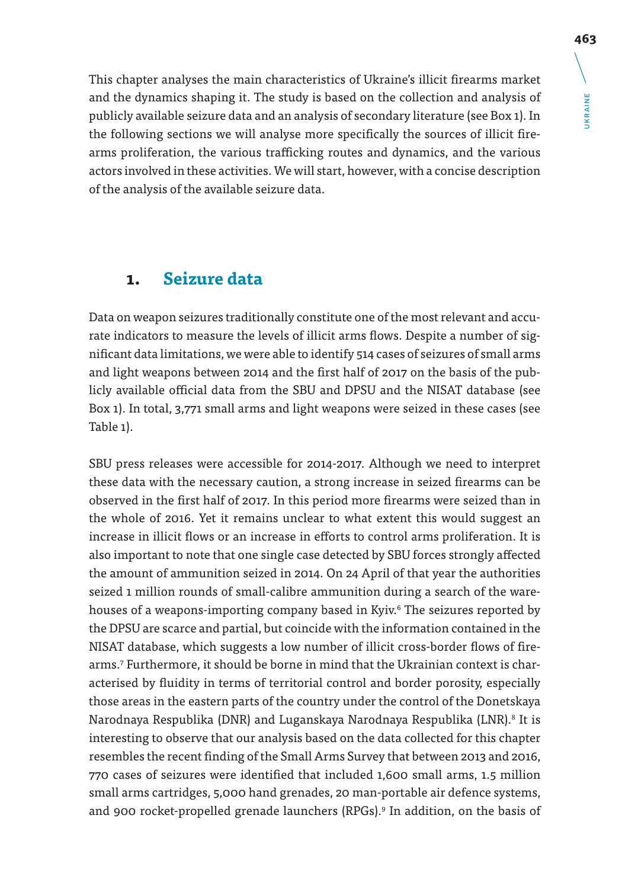This chapter analyses the main characteristics of Ukraine's illicit firearms market and the dynamics shaping it. The study is based on the collection and analysis of publicly available seizure data and an analysis of secondary literature (see Box 1). In the following sections we will analyse more specifically the sources of illicit firearms proliferation, the various trafficking routes and dynamics, and the various actors involved in these activities. We will start, however, with a concise description of the analysis of the available seizure data.

## 1. Seizure data

Data on weapon seizures traditionally constitute one of the most relevant and accurate indicators to measure the levels of illicit arms flows. Despite a number of significant data limitations, we were able to identify 514 cases of seizures of small arms and light weapons between 2014 and the first half of 2017 on the basis of the publicly available official data from the SBU and DPSU and the NISAT database (see Box 1). In total, 3,771 small arms and light weapons were seized in these cases (see Table 1).

SBU press releases were accessible for 2014-2017. Although we need to interpret these data with the necessary caution, a strong increase in seized firearms can be observed in the first half of 2017. In this period more firearms were seized than in the whole of 2016. Yet it remains unclear to what extent this would suggest an increase in illicit flows or an increase in efforts to control arms proliferation. It is also important to note that one single case detected by SBU forces strongly affected the amount of ammunition seized in 2014. On 24 April of that year the authorities seized 1 million rounds of small-calibre ammunition during a search of the warehouses of a weapons-importing company based in Kyiv.[6] The seizures reported by the DPSU are scarce and partial, but coincide with the information contained in the NISAT database, which suggests a low number of illicit cross-border flows of firearms.[7] Furthermore, it should be borne in mind that the Ukrainian context is characterised by fluidity in terms of territorial control and border porosity, especially those areas in the eastern parts of the country under the control of the Donetskaya Narodnaya Respublika (DNR) and Luganskaya Narodnaya Respublika (LNR).[8] It is interesting to observe that our analysis based on the data collected for this chapter resembles the recent finding of the Small Arms Survey that between 2013 and 2016, 770 cases of seizures were identified that included 1,600 small arms, 1.5 million small arms cartridges, 5,000 hand grenades, 20 man-portable air defence systems, and 900 rocket-propelled grenade launchers (RPGs).[9] In addition, on the basis of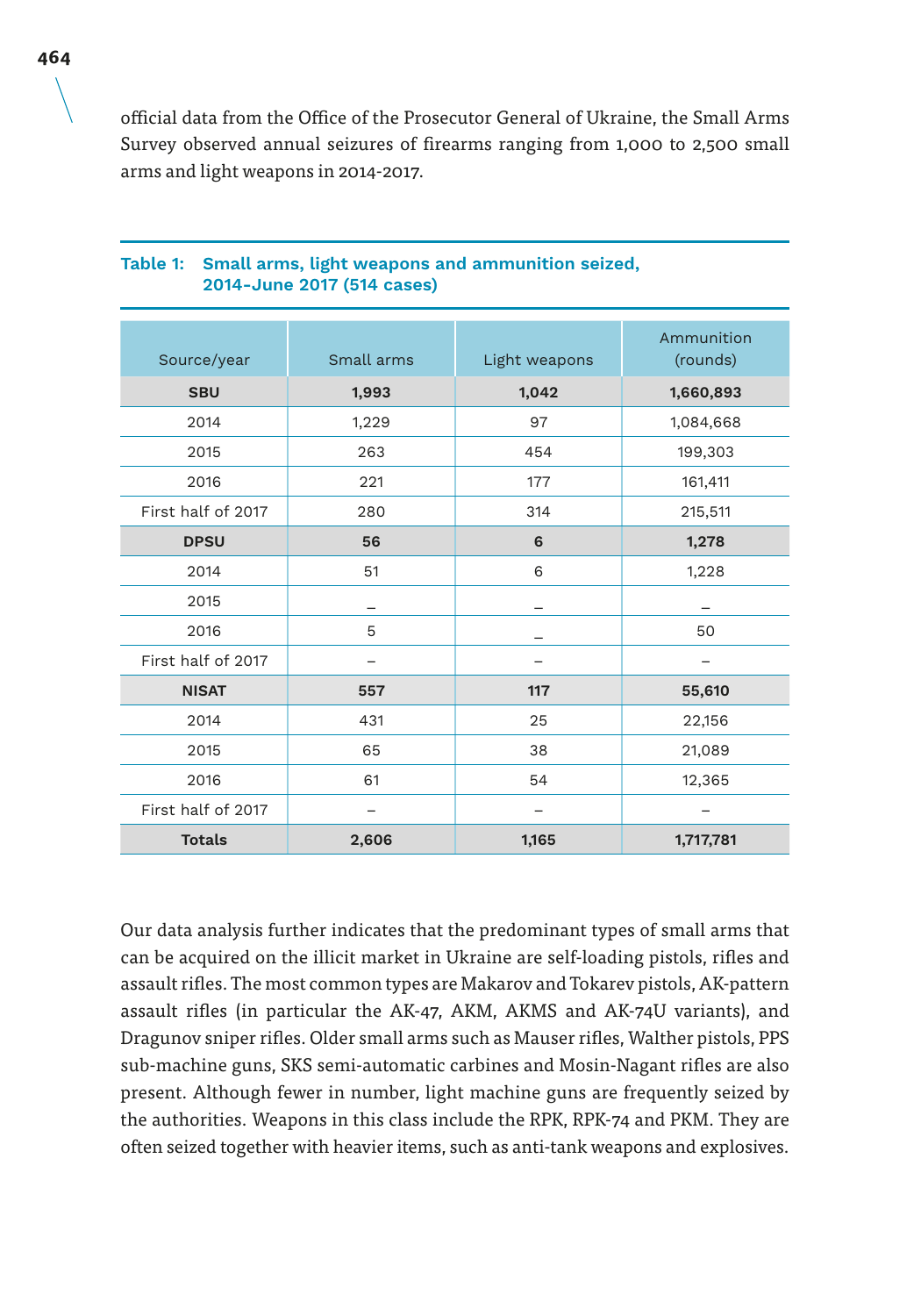official data from the Office of the Prosecutor General of Ukraine, the Small Arms Survey observed annual seizures of firearms ranging from 1,000 to 2,500 small arms and light weapons in 2014-2017.

**Table 1: Small arms, light weapons and ammunition seized, 2014-June 2017 (514 cases)**

| Source/year | Small arms | Light weapons | Ammunition (rounds) |
|---|---|---|---|
| **SBU** | **1,993** | **1,042** | **1,660,893** |
| 2014 | 1,229 | 97 | 1,084,668 |
| 2015 | 263 | 454 | 199,303 |
| 2016 | 221 | 177 | 161,411 |
| First half of 2017 | 280 | 314 | 215,511 |
| **DPSU** | **56** | **6** | **1,278** |
| 2014 | 51 | 6 | 1,228 |
| 2015 | – | – | – |
| 2016 | 5 | – | 50 |
| First half of 2017 | – | – | – |
| **NISAT** | **557** | **117** | **55,610** |
| 2014 | 431 | 25 | 22,156 |
| 2015 | 65 | 38 | 21,089 |
| 2016 | 61 | 54 | 12,365 |
| First half of 2017 | – | – | – |
| **Totals** | **2,606** | **1,165** | **1,717,781** |

Our data analysis further indicates that the predominant types of small arms that can be acquired on the illicit market in Ukraine are self-loading pistols, rifles and assault rifles. The most common types are Makarov and Tokarev pistols, AK-pattern assault rifles (in particular the AK-47, AKM, AKMS and AK-74U variants), and Dragunov sniper rifles. Older small arms such as Mauser rifles, Walther pistols, PPS sub-machine guns, SKS semi-automatic carbines and Mosin-Nagant rifles are also present. Although fewer in number, light machine guns are frequently seized by the authorities. Weapons in this class include the RPK, RPK-74 and PKM. They are often seized together with heavier items, such as anti-tank weapons and explosives.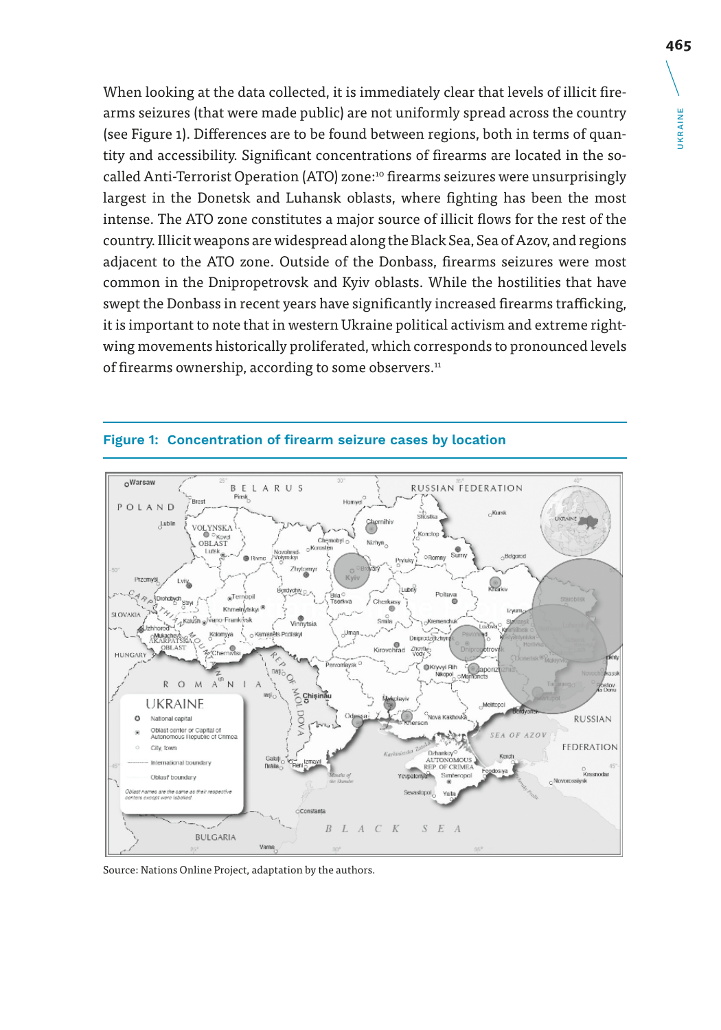When looking at the data collected, it is immediately clear that levels of illicit firearms seizures (that were made public) are not uniformly spread across the country (see Figure 1). Differences are to be found between regions, both in terms of quantity and accessibility. Significant concentrations of firearms are located in the so-called Anti-Terrorist Operation (ATO) zone:[10] firearms seizures were unsurprisingly largest in the Donetsk and Luhansk oblasts, where fighting has been the most intense. The ATO zone constitutes a major source of illicit flows for the rest of the country. Illicit weapons are widespread along the Black Sea, Sea of Azov, and regions adjacent to the ATO zone. Outside of the Donbass, firearms seizures were most common in the Dnipropetrovsk and Kyiv oblasts. While the hostilities that have swept the Donbass in recent years have significantly increased firearms trafficking, it is important to note that in western Ukraine political activism and extreme right-wing movements historically proliferated, which corresponds to pronounced levels of firearms ownership, according to some observers.[11]

**Figure 1: Concentration of firearm seizure cases by location**

Source: Nations Online Project, adaptation by the authors.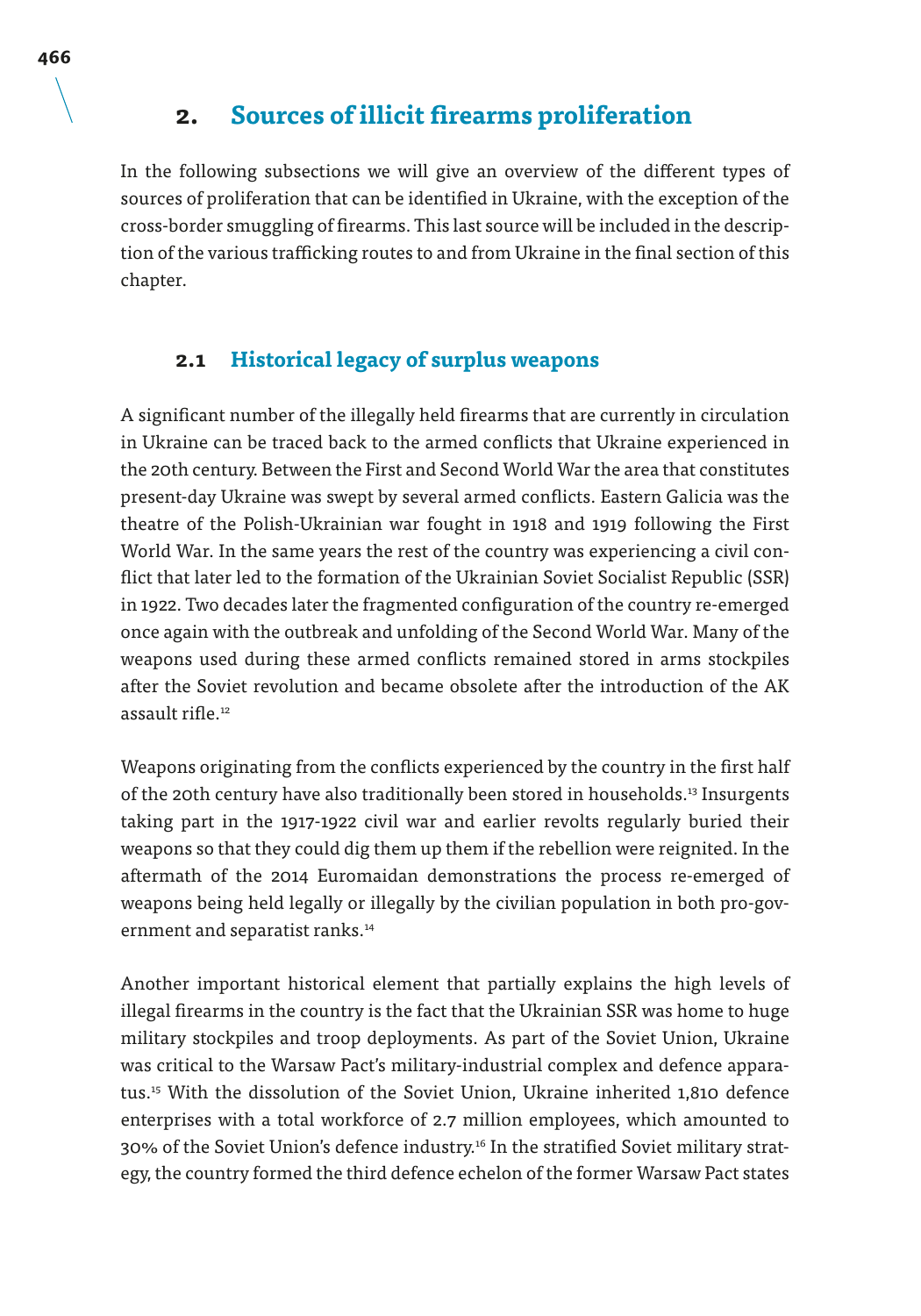## 2. Sources of illicit firearms proliferation

In the following subsections we will give an overview of the different types of sources of proliferation that can be identified in Ukraine, with the exception of the cross-border smuggling of firearms. This last source will be included in the description of the various trafficking routes to and from Ukraine in the final section of this chapter.

### 2.1 Historical legacy of surplus weapons

A significant number of the illegally held firearms that are currently in circulation in Ukraine can be traced back to the armed conflicts that Ukraine experienced in the 20th century. Between the First and Second World War the area that constitutes present-day Ukraine was swept by several armed conflicts. Eastern Galicia was the theatre of the Polish-Ukrainian war fought in 1918 and 1919 following the First World War. In the same years the rest of the country was experiencing a civil conflict that later led to the formation of the Ukrainian Soviet Socialist Republic (SSR) in 1922. Two decades later the fragmented configuration of the country re-emerged once again with the outbreak and unfolding of the Second World War. Many of the weapons used during these armed conflicts remained stored in arms stockpiles after the Soviet revolution and became obsolete after the introduction of the AK assault rifle.[12]

Weapons originating from the conflicts experienced by the country in the first half of the 20th century have also traditionally been stored in households.[13] Insurgents taking part in the 1917-1922 civil war and earlier revolts regularly buried their weapons so that they could dig them up them if the rebellion were reignited. In the aftermath of the 2014 Euromaidan demonstrations the process re-emerged of weapons being held legally or illegally by the civilian population in both pro-government and separatist ranks.[14]

Another important historical element that partially explains the high levels of illegal firearms in the country is the fact that the Ukrainian SSR was home to huge military stockpiles and troop deployments. As part of the Soviet Union, Ukraine was critical to the Warsaw Pact's military-industrial complex and defence apparatus.[15] With the dissolution of the Soviet Union, Ukraine inherited 1,810 defence enterprises with a total workforce of 2.7 million employees, which amounted to 30% of the Soviet Union's defence industry.[16] In the stratified Soviet military strategy, the country formed the third defence echelon of the former Warsaw Pact states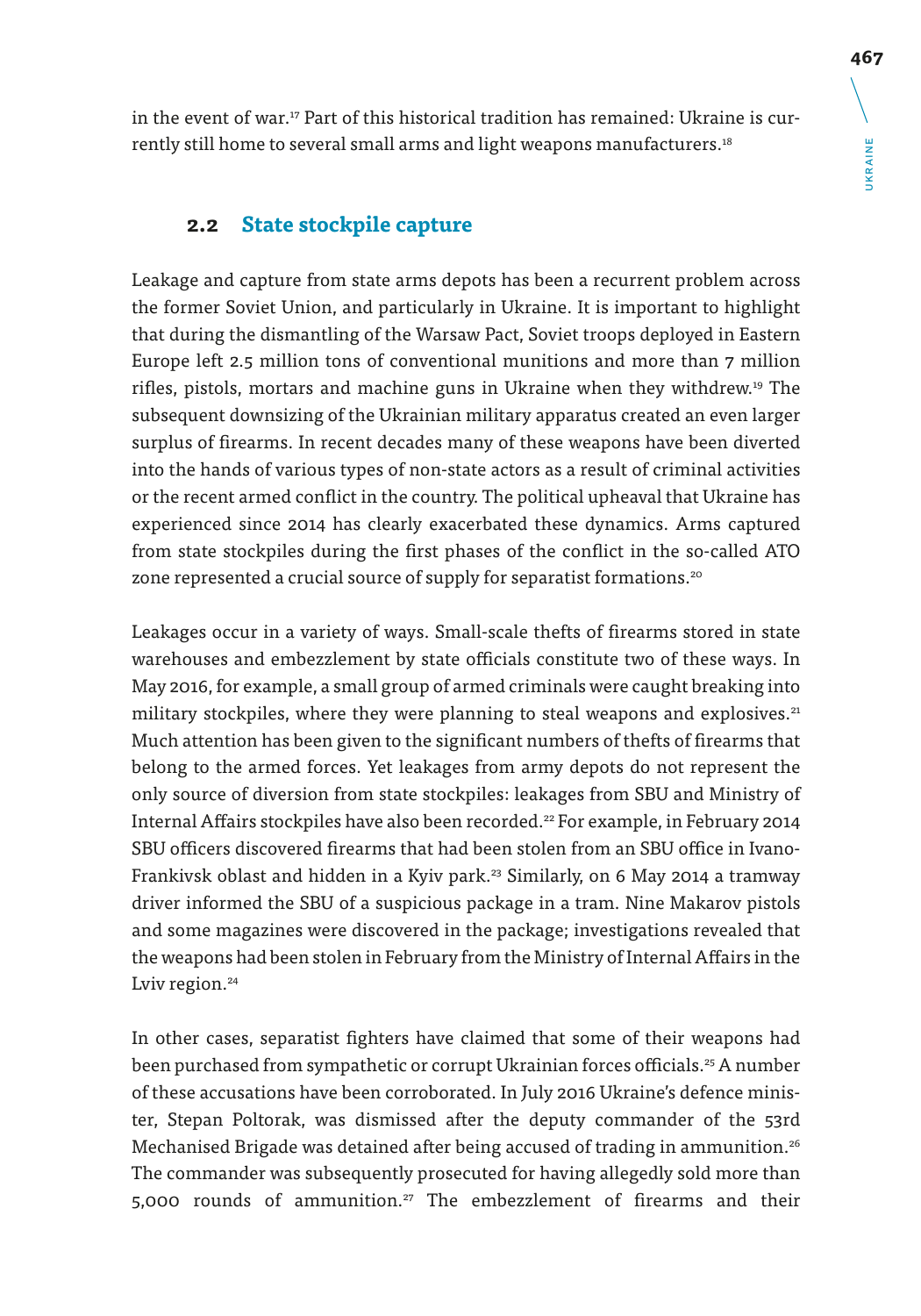in the event of war.[17] Part of this historical tradition has remained: Ukraine is currently still home to several small arms and light weapons manufacturers.[18]

## 2.2 State stockpile capture

Leakage and capture from state arms depots has been a recurrent problem across the former Soviet Union, and particularly in Ukraine. It is important to highlight that during the dismantling of the Warsaw Pact, Soviet troops deployed in Eastern Europe left 2.5 million tons of conventional munitions and more than 7 million rifles, pistols, mortars and machine guns in Ukraine when they withdrew.[19] The subsequent downsizing of the Ukrainian military apparatus created an even larger surplus of firearms. In recent decades many of these weapons have been diverted into the hands of various types of non-state actors as a result of criminal activities or the recent armed conflict in the country. The political upheaval that Ukraine has experienced since 2014 has clearly exacerbated these dynamics. Arms captured from state stockpiles during the first phases of the conflict in the so-called ATO zone represented a crucial source of supply for separatist formations.[20]

Leakages occur in a variety of ways. Small-scale thefts of firearms stored in state warehouses and embezzlement by state officials constitute two of these ways. In May 2016, for example, a small group of armed criminals were caught breaking into military stockpiles, where they were planning to steal weapons and explosives.[21] Much attention has been given to the significant numbers of thefts of firearms that belong to the armed forces. Yet leakages from army depots do not represent the only source of diversion from state stockpiles: leakages from SBU and Ministry of Internal Affairs stockpiles have also been recorded.[22] For example, in February 2014 SBU officers discovered firearms that had been stolen from an SBU office in Ivano-Frankivsk oblast and hidden in a Kyiv park.[23] Similarly, on 6 May 2014 a tramway driver informed the SBU of a suspicious package in a tram. Nine Makarov pistols and some magazines were discovered in the package; investigations revealed that the weapons had been stolen in February from the Ministry of Internal Affairs in the Lviv region.[24]

In other cases, separatist fighters have claimed that some of their weapons had been purchased from sympathetic or corrupt Ukrainian forces officials.[25] A number of these accusations have been corroborated. In July 2016 Ukraine's defence minister, Stepan Poltorak, was dismissed after the deputy commander of the 53rd Mechanised Brigade was detained after being accused of trading in ammunition.[26] The commander was subsequently prosecuted for having allegedly sold more than 5,000 rounds of ammunition.[27] The embezzlement of firearms and their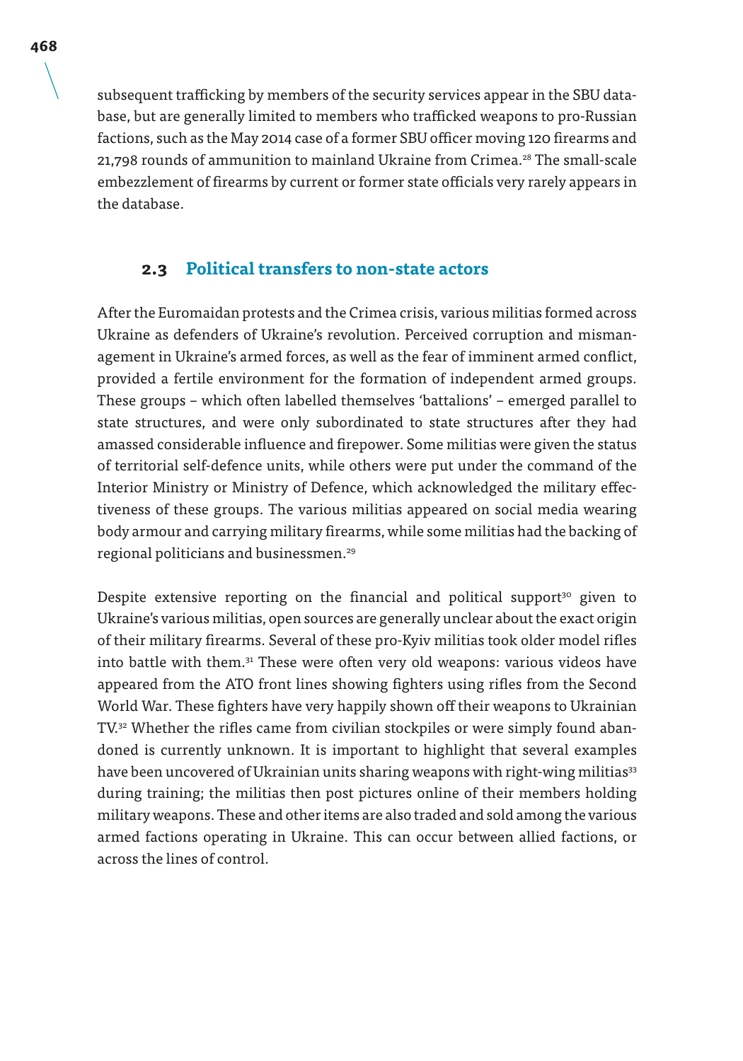subsequent trafficking by members of the security services appear in the SBU database, but are generally limited to members who trafficked weapons to pro-Russian factions, such as the May 2014 case of a former SBU officer moving 120 firearms and 21,798 rounds of ammunition to mainland Ukraine from Crimea.[28] The small-scale embezzlement of firearms by current or former state officials very rarely appears in the database.

## 2.3 Political transfers to non-state actors

After the Euromaidan protests and the Crimea crisis, various militias formed across Ukraine as defenders of Ukraine's revolution. Perceived corruption and mismanagement in Ukraine's armed forces, as well as the fear of imminent armed conflict, provided a fertile environment for the formation of independent armed groups. These groups – which often labelled themselves 'battalions' – emerged parallel to state structures, and were only subordinated to state structures after they had amassed considerable influence and firepower. Some militias were given the status of territorial self-defence units, while others were put under the command of the Interior Ministry or Ministry of Defence, which acknowledged the military effectiveness of these groups. The various militias appeared on social media wearing body armour and carrying military firearms, while some militias had the backing of regional politicians and businessmen.[29]

Despite extensive reporting on the financial and political support[30] given to Ukraine's various militias, open sources are generally unclear about the exact origin of their military firearms. Several of these pro-Kyiv militias took older model rifles into battle with them.[31] These were often very old weapons: various videos have appeared from the ATO front lines showing fighters using rifles from the Second World War. These fighters have very happily shown off their weapons to Ukrainian TV.[32] Whether the rifles came from civilian stockpiles or were simply found abandoned is currently unknown. It is important to highlight that several examples have been uncovered of Ukrainian units sharing weapons with right-wing militias[33] during training; the militias then post pictures online of their members holding military weapons. These and other items are also traded and sold among the various armed factions operating in Ukraine. This can occur between allied factions, or across the lines of control.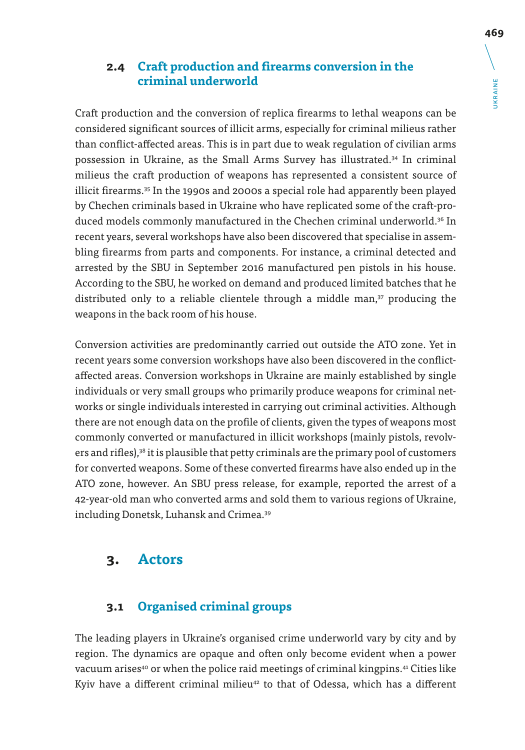### 2.4 Craft production and firearms conversion in the criminal underworld

Craft production and the conversion of replica firearms to lethal weapons can be considered significant sources of illicit arms, especially for criminal milieus rather than conflict-affected areas. This is in part due to weak regulation of civilian arms possession in Ukraine, as the Small Arms Survey has illustrated.[34] In criminal milieus the craft production of weapons has represented a consistent source of illicit firearms.[35] In the 1990s and 2000s a special role had apparently been played by Chechen criminals based in Ukraine who have replicated some of the craft-produced models commonly manufactured in the Chechen criminal underworld.[36] In recent years, several workshops have also been discovered that specialise in assembling firearms from parts and components. For instance, a criminal detected and arrested by the SBU in September 2016 manufactured pen pistols in his house. According to the SBU, he worked on demand and produced limited batches that he distributed only to a reliable clientele through a middle man,[37] producing the weapons in the back room of his house.

Conversion activities are predominantly carried out outside the ATO zone. Yet in recent years some conversion workshops have also been discovered in the conflict-affected areas. Conversion workshops in Ukraine are mainly established by single individuals or very small groups who primarily produce weapons for criminal networks or single individuals interested in carrying out criminal activities. Although there are not enough data on the profile of clients, given the types of weapons most commonly converted or manufactured in illicit workshops (mainly pistols, revolvers and rifles),[38] it is plausible that petty criminals are the primary pool of customers for converted weapons. Some of these converted firearms have also ended up in the ATO zone, however. An SBU press release, for example, reported the arrest of a 42-year-old man who converted arms and sold them to various regions of Ukraine, including Donetsk, Luhansk and Crimea.[39]

## 3. Actors

### 3.1 Organised criminal groups

The leading players in Ukraine's organised crime underworld vary by city and by region. The dynamics are opaque and often only become evident when a power vacuum arises[40] or when the police raid meetings of criminal kingpins.[41] Cities like Kyiv have a different criminal milieu[42] to that of Odessa, which has a different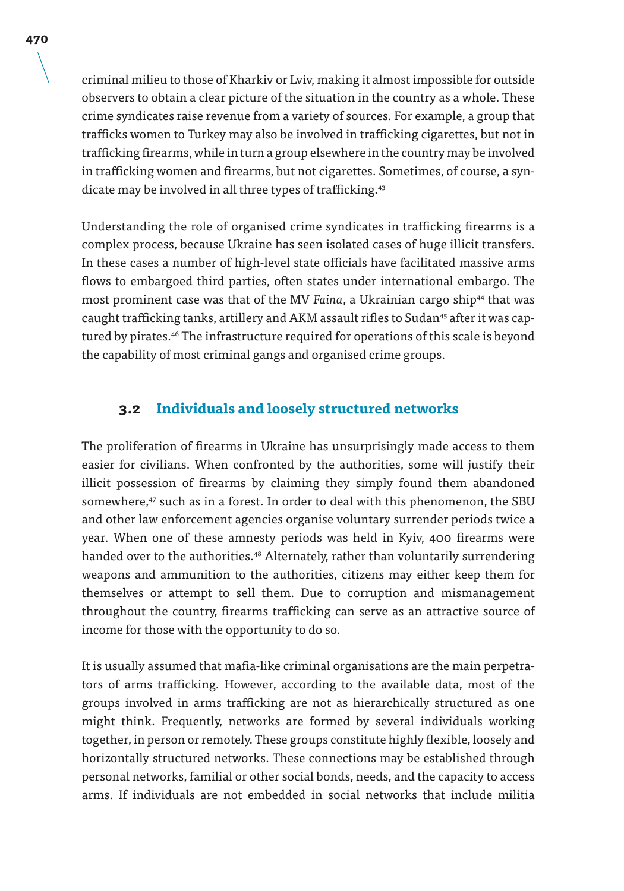criminal milieu to those of Kharkiv or Lviv, making it almost impossible for outside observers to obtain a clear picture of the situation in the country as a whole. These crime syndicates raise revenue from a variety of sources. For example, a group that trafficks women to Turkey may also be involved in trafficking cigarettes, but not in trafficking firearms, while in turn a group elsewhere in the country may be involved in trafficking women and firearms, but not cigarettes. Sometimes, of course, a syndicate may be involved in all three types of trafficking.[43]

Understanding the role of organised crime syndicates in trafficking firearms is a complex process, because Ukraine has seen isolated cases of huge illicit transfers. In these cases a number of high-level state officials have facilitated massive arms flows to embargoed third parties, often states under international embargo. The most prominent case was that of the MV *Faina*, a Ukrainian cargo ship[44] that was caught trafficking tanks, artillery and AKM assault rifles to Sudan[45] after it was captured by pirates.[46] The infrastructure required for operations of this scale is beyond the capability of most criminal gangs and organised crime groups.

## 3.2 Individuals and loosely structured networks

The proliferation of firearms in Ukraine has unsurprisingly made access to them easier for civilians. When confronted by the authorities, some will justify their illicit possession of firearms by claiming they simply found them abandoned somewhere,[47] such as in a forest. In order to deal with this phenomenon, the SBU and other law enforcement agencies organise voluntary surrender periods twice a year. When one of these amnesty periods was held in Kyiv, 400 firearms were handed over to the authorities.[48] Alternately, rather than voluntarily surrendering weapons and ammunition to the authorities, citizens may either keep them for themselves or attempt to sell them. Due to corruption and mismanagement throughout the country, firearms trafficking can serve as an attractive source of income for those with the opportunity to do so.

It is usually assumed that mafia-like criminal organisations are the main perpetrators of arms trafficking. However, according to the available data, most of the groups involved in arms trafficking are not as hierarchically structured as one might think. Frequently, networks are formed by several individuals working together, in person or remotely. These groups constitute highly flexible, loosely and horizontally structured networks. These connections may be established through personal networks, familial or other social bonds, needs, and the capacity to access arms. If individuals are not embedded in social networks that include militia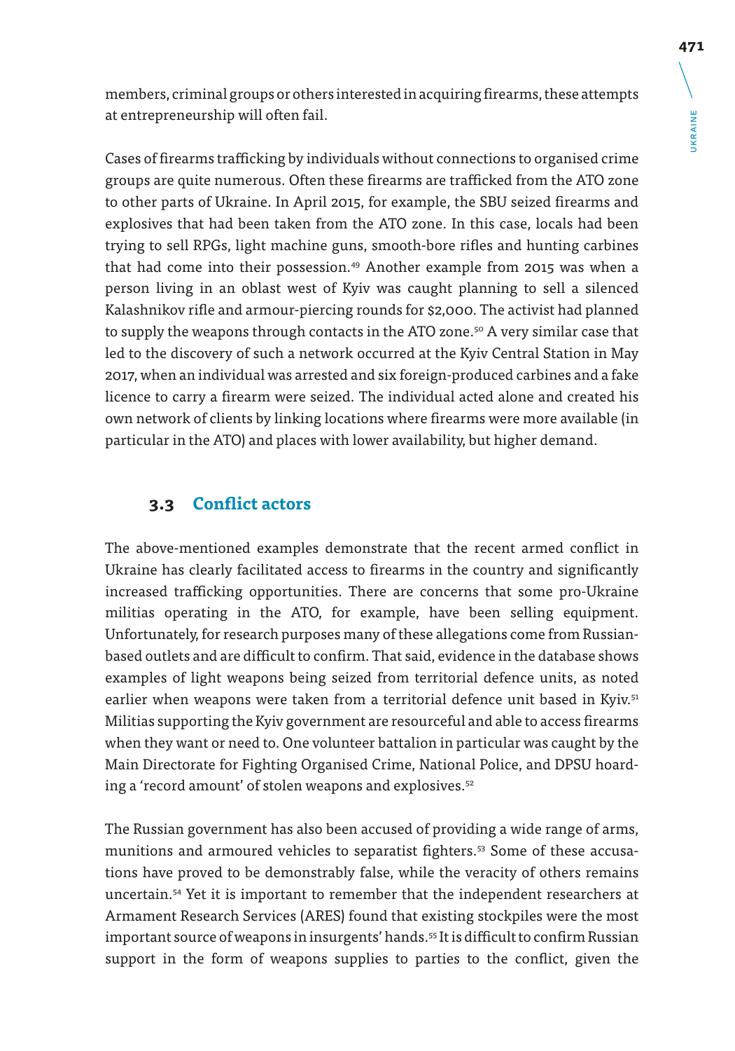members, criminal groups or others interested in acquiring firearms, these attempts at entrepreneurship will often fail.

Cases of firearms trafficking by individuals without connections to organised crime groups are quite numerous. Often these firearms are trafficked from the ATO zone to other parts of Ukraine. In April 2015, for example, the SBU seized firearms and explosives that had been taken from the ATO zone. In this case, locals had been trying to sell RPGs, light machine guns, smooth-bore rifles and hunting carbines that had come into their possession.[49] Another example from 2015 was when a person living in an oblast west of Kyiv was caught planning to sell a silenced Kalashnikov rifle and armour-piercing rounds for $2,000. The activist had planned to supply the weapons through contacts in the ATO zone.[50] A very similar case that led to the discovery of such a network occurred at the Kyiv Central Station in May 2017, when an individual was arrested and six foreign-produced carbines and a fake licence to carry a firearm were seized. The individual acted alone and created his own network of clients by linking locations where firearms were more available (in particular in the ATO) and places with lower availability, but higher demand.

### 3.3 Conflict actors

The above-mentioned examples demonstrate that the recent armed conflict in Ukraine has clearly facilitated access to firearms in the country and significantly increased trafficking opportunities. There are concerns that some pro-Ukraine militias operating in the ATO, for example, have been selling equipment. Unfortunately, for research purposes many of these allegations come from Russian-based outlets and are difficult to confirm. That said, evidence in the database shows examples of light weapons being seized from territorial defence units, as noted earlier when weapons were taken from a territorial defence unit based in Kyiv.[51] Militias supporting the Kyiv government are resourceful and able to access firearms when they want or need to. One volunteer battalion in particular was caught by the Main Directorate for Fighting Organised Crime, National Police, and DPSU hoarding a 'record amount' of stolen weapons and explosives.[52]

The Russian government has also been accused of providing a wide range of arms, munitions and armoured vehicles to separatist fighters.[53] Some of these accusations have proved to be demonstrably false, while the veracity of others remains uncertain.[54] Yet it is important to remember that the independent researchers at Armament Research Services (ARES) found that existing stockpiles were the most important source of weapons in insurgents' hands.[55] It is difficult to confirm Russian support in the form of weapons supplies to parties to the conflict, given the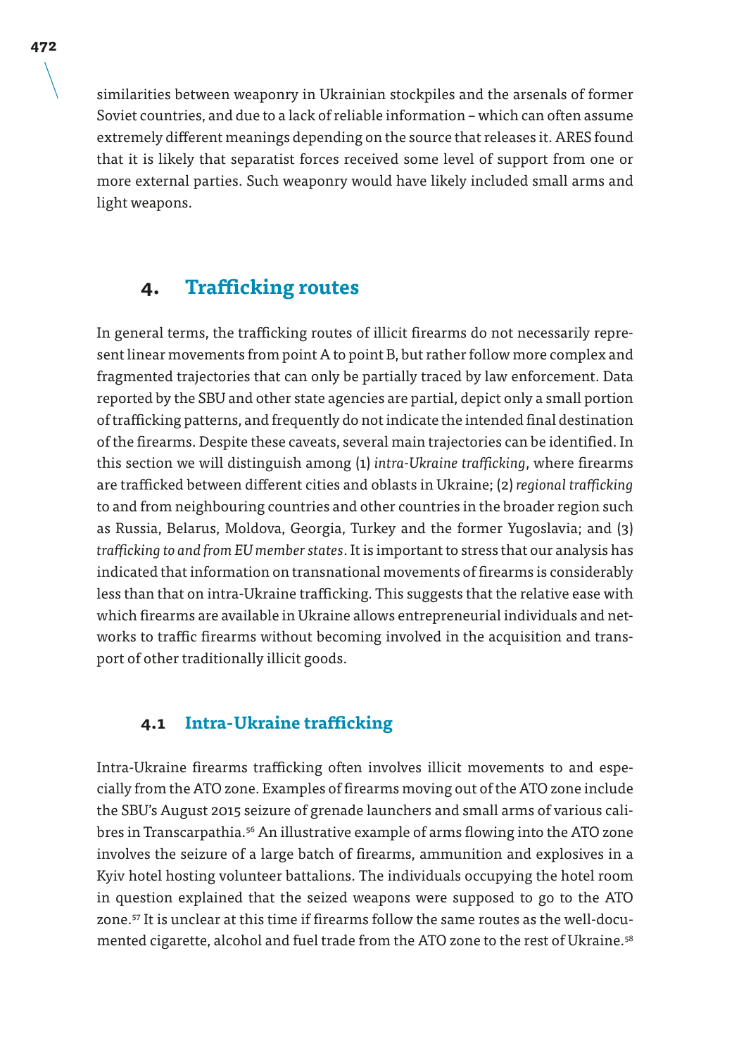similarities between weaponry in Ukrainian stockpiles and the arsenals of former Soviet countries, and due to a lack of reliable information – which can often assume extremely different meanings depending on the source that releases it. ARES found that it is likely that separatist forces received some level of support from one or more external parties. Such weaponry would have likely included small arms and light weapons.

## 4. Trafficking routes

In general terms, the trafficking routes of illicit firearms do not necessarily represent linear movements from point A to point B, but rather follow more complex and fragmented trajectories that can only be partially traced by law enforcement. Data reported by the SBU and other state agencies are partial, depict only a small portion of trafficking patterns, and frequently do not indicate the intended final destination of the firearms. Despite these caveats, several main trajectories can be identified. In this section we will distinguish among (1) *intra-Ukraine trafficking*, where firearms are trafficked between different cities and oblasts in Ukraine; (2) *regional trafficking* to and from neighbouring countries and other countries in the broader region such as Russia, Belarus, Moldova, Georgia, Turkey and the former Yugoslavia; and (3) *trafficking to and from EU member states*. It is important to stress that our analysis has indicated that information on transnational movements of firearms is considerably less than that on intra-Ukraine trafficking. This suggests that the relative ease with which firearms are available in Ukraine allows entrepreneurial individuals and networks to traffic firearms without becoming involved in the acquisition and transport of other traditionally illicit goods.

### 4.1 Intra-Ukraine trafficking

Intra-Ukraine firearms trafficking often involves illicit movements to and especially from the ATO zone. Examples of firearms moving out of the ATO zone include the SBU's August 2015 seizure of grenade launchers and small arms of various calibres in Transcarpathia.[56] An illustrative example of arms flowing into the ATO zone involves the seizure of a large batch of firearms, ammunition and explosives in a Kyiv hotel hosting volunteer battalions. The individuals occupying the hotel room in question explained that the seized weapons were supposed to go to the ATO zone.[57] It is unclear at this time if firearms follow the same routes as the well-documented cigarette, alcohol and fuel trade from the ATO zone to the rest of Ukraine.[58]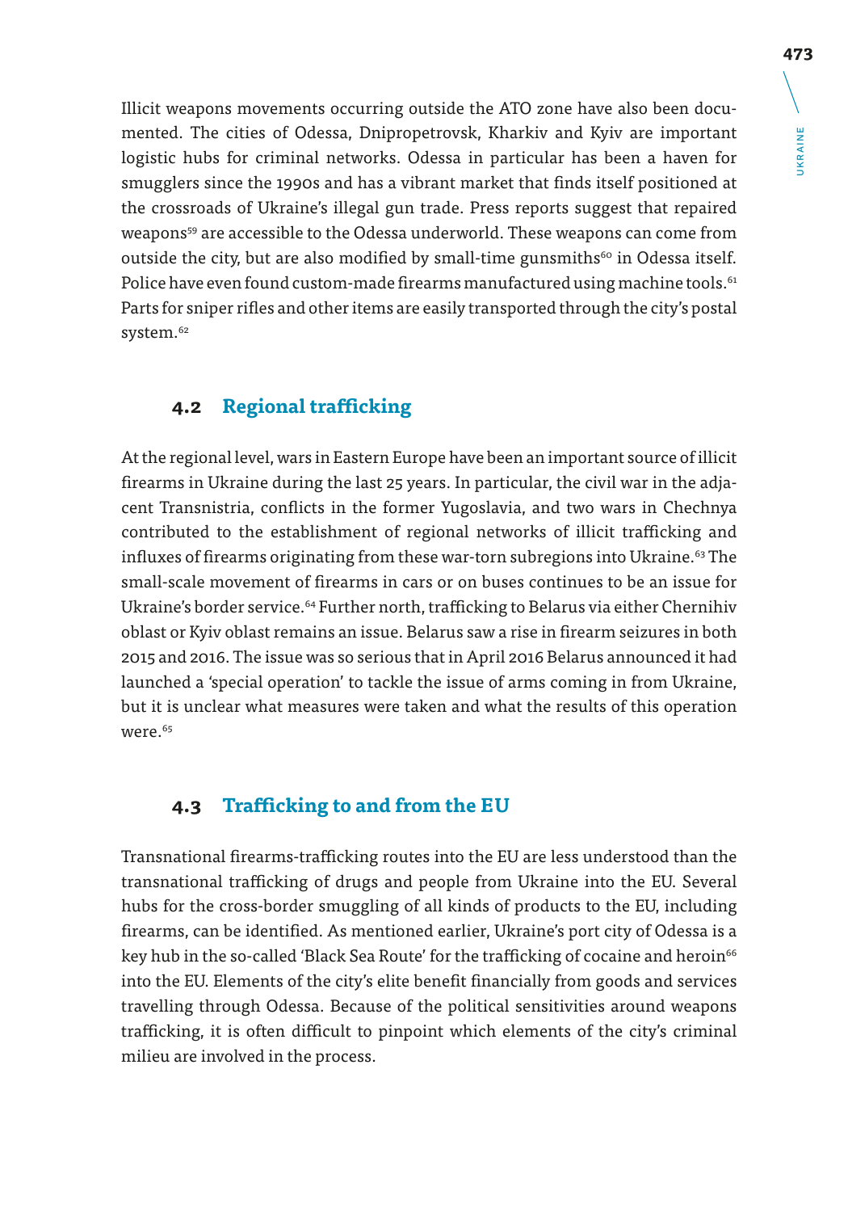Illicit weapons movements occurring outside the ATO zone have also been documented. The cities of Odessa, Dnipropetrovsk, Kharkiv and Kyiv are important logistic hubs for criminal networks. Odessa in particular has been a haven for smugglers since the 1990s and has a vibrant market that finds itself positioned at the crossroads of Ukraine's illegal gun trade. Press reports suggest that repaired weapons[59] are accessible to the Odessa underworld. These weapons can come from outside the city, but are also modified by small-time gunsmiths[60] in Odessa itself. Police have even found custom-made firearms manufactured using machine tools.[61] Parts for sniper rifles and other items are easily transported through the city's postal system.[62]

## 4.2 Regional trafficking

At the regional level, wars in Eastern Europe have been an important source of illicit firearms in Ukraine during the last 25 years. In particular, the civil war in the adjacent Transnistria, conflicts in the former Yugoslavia, and two wars in Chechnya contributed to the establishment of regional networks of illicit trafficking and influxes of firearms originating from these war-torn subregions into Ukraine.[63] The small-scale movement of firearms in cars or on buses continues to be an issue for Ukraine's border service.[64] Further north, trafficking to Belarus via either Chernihiv oblast or Kyiv oblast remains an issue. Belarus saw a rise in firearm seizures in both 2015 and 2016. The issue was so serious that in April 2016 Belarus announced it had launched a 'special operation' to tackle the issue of arms coming in from Ukraine, but it is unclear what measures were taken and what the results of this operation were.[65]

## 4.3 Trafficking to and from the EU

Transnational firearms-trafficking routes into the EU are less understood than the transnational trafficking of drugs and people from Ukraine into the EU. Several hubs for the cross-border smuggling of all kinds of products to the EU, including firearms, can be identified. As mentioned earlier, Ukraine's port city of Odessa is a key hub in the so-called 'Black Sea Route' for the trafficking of cocaine and heroin[66] into the EU. Elements of the city's elite benefit financially from goods and services travelling through Odessa. Because of the political sensitivities around weapons trafficking, it is often difficult to pinpoint which elements of the city's criminal milieu are involved in the process.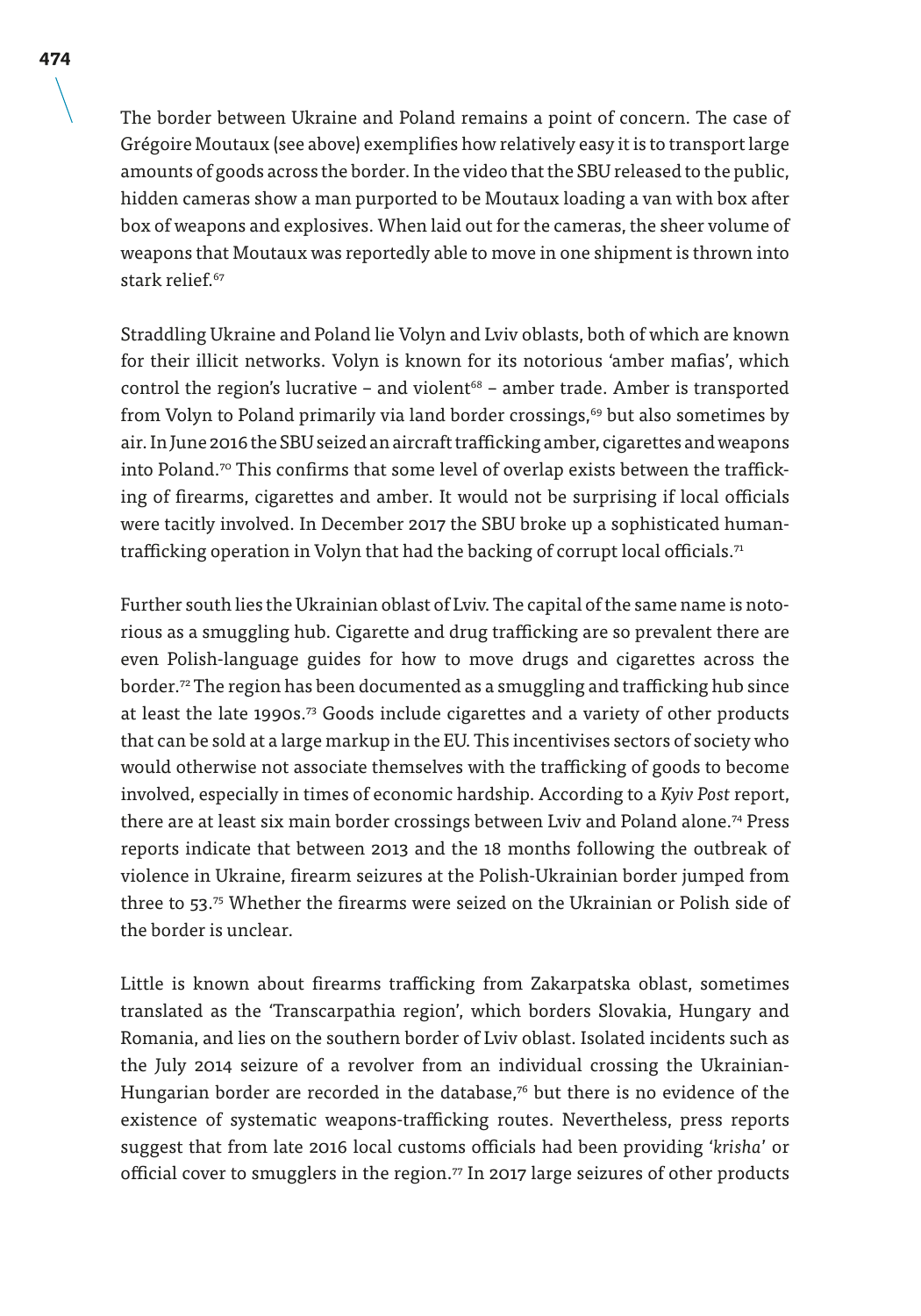The border between Ukraine and Poland remains a point of concern. The case of Grégoire Moutaux (see above) exemplifies how relatively easy it is to transport large amounts of goods across the border. In the video that the SBU released to the public, hidden cameras show a man purported to be Moutaux loading a van with box after box of weapons and explosives. When laid out for the cameras, the sheer volume of weapons that Moutaux was reportedly able to move in one shipment is thrown into stark relief.[67]

Straddling Ukraine and Poland lie Volyn and Lviv oblasts, both of which are known for their illicit networks. Volyn is known for its notorious 'amber mafias', which control the region's lucrative – and violent[68] – amber trade. Amber is transported from Volyn to Poland primarily via land border crossings,[69] but also sometimes by air. In June 2016 the SBU seized an aircraft trafficking amber, cigarettes and weapons into Poland.[70] This confirms that some level of overlap exists between the trafficking of firearms, cigarettes and amber. It would not be surprising if local officials were tacitly involved. In December 2017 the SBU broke up a sophisticated human-trafficking operation in Volyn that had the backing of corrupt local officials.[71]

Further south lies the Ukrainian oblast of Lviv. The capital of the same name is notorious as a smuggling hub. Cigarette and drug trafficking are so prevalent there are even Polish-language guides for how to move drugs and cigarettes across the border.[72] The region has been documented as a smuggling and trafficking hub since at least the late 1990s.[73] Goods include cigarettes and a variety of other products that can be sold at a large markup in the EU. This incentivises sectors of society who would otherwise not associate themselves with the trafficking of goods to become involved, especially in times of economic hardship. According to a *Kyiv Post* report, there are at least six main border crossings between Lviv and Poland alone.[74] Press reports indicate that between 2013 and the 18 months following the outbreak of violence in Ukraine, firearm seizures at the Polish-Ukrainian border jumped from three to 53.[75] Whether the firearms were seized on the Ukrainian or Polish side of the border is unclear.

Little is known about firearms trafficking from Zakarpatska oblast, sometimes translated as the 'Transcarpathia region', which borders Slovakia, Hungary and Romania, and lies on the southern border of Lviv oblast. Isolated incidents such as the July 2014 seizure of a revolver from an individual crossing the Ukrainian-Hungarian border are recorded in the database,[76] but there is no evidence of the existence of systematic weapons-trafficking routes. Nevertheless, press reports suggest that from late 2016 local customs officials had been providing '*krisha*' or official cover to smugglers in the region.[77] In 2017 large seizures of other products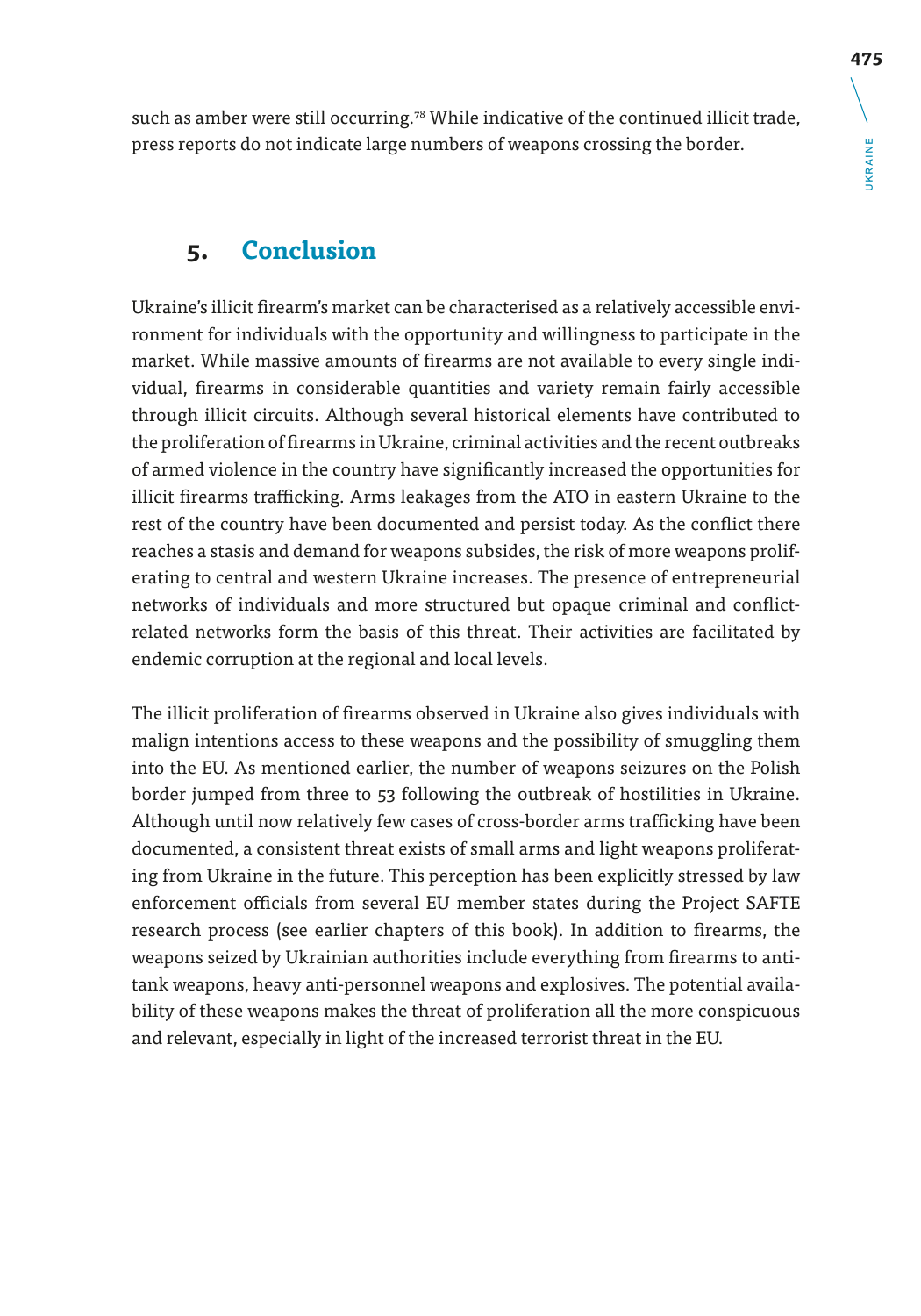such as amber were still occurring.[78] While indicative of the continued illicit trade, press reports do not indicate large numbers of weapons crossing the border.

## 5. Conclusion

Ukraine's illicit firearm's market can be characterised as a relatively accessible environment for individuals with the opportunity and willingness to participate in the market. While massive amounts of firearms are not available to every single individual, firearms in considerable quantities and variety remain fairly accessible through illicit circuits. Although several historical elements have contributed to the proliferation of firearms in Ukraine, criminal activities and the recent outbreaks of armed violence in the country have significantly increased the opportunities for illicit firearms trafficking. Arms leakages from the ATO in eastern Ukraine to the rest of the country have been documented and persist today. As the conflict there reaches a stasis and demand for weapons subsides, the risk of more weapons proliferating to central and western Ukraine increases. The presence of entrepreneurial networks of individuals and more structured but opaque criminal and conflict-related networks form the basis of this threat. Their activities are facilitated by endemic corruption at the regional and local levels.

The illicit proliferation of firearms observed in Ukraine also gives individuals with malign intentions access to these weapons and the possibility of smuggling them into the EU. As mentioned earlier, the number of weapons seizures on the Polish border jumped from three to 53 following the outbreak of hostilities in Ukraine. Although until now relatively few cases of cross-border arms trafficking have been documented, a consistent threat exists of small arms and light weapons proliferating from Ukraine in the future. This perception has been explicitly stressed by law enforcement officials from several EU member states during the Project SAFTE research process (see earlier chapters of this book). In addition to firearms, the weapons seized by Ukrainian authorities include everything from firearms to anti-tank weapons, heavy anti-personnel weapons and explosives. The potential availability of these weapons makes the threat of proliferation all the more conspicuous and relevant, especially in light of the increased terrorist threat in the EU.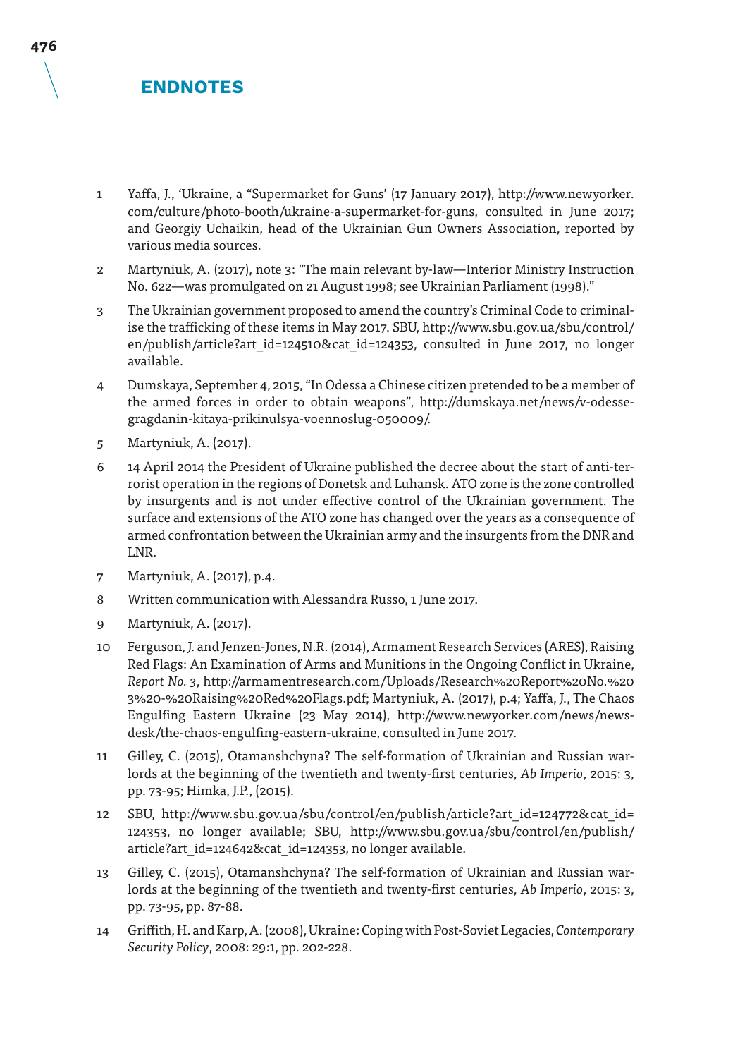## ENDNOTES

1. Yaffa, J., 'Ukraine, a "Supermarket for Guns' (17 January 2017), http://www.newyorker.com/culture/photo-booth/ukraine-a-supermarket-for-guns, consulted in June 2017; and Georgiy Uchaikin, head of the Ukrainian Gun Owners Association, reported by various media sources.

2. Martyniuk, A. (2017), note 3: "The main relevant by-law—Interior Ministry Instruction No. 622—was promulgated on 21 August 1998; see Ukrainian Parliament (1998)."

3. The Ukrainian government proposed to amend the country's Criminal Code to criminalise the trafficking of these items in May 2017. SBU, http://www.sbu.gov.ua/sbu/control/en/publish/article?art_id=124510&cat_id=124353, consulted in June 2017, no longer available.

4. Dumskaya, September 4, 2015, "In Odessa a Chinese citizen pretended to be a member of the armed forces in order to obtain weapons", http://dumskaya.net/news/v-odesse-gragdanin-kitaya-prikinulsya-voennoslug-050009/.

5. Martyniuk, A. (2017).

6. 14 April 2014 the President of Ukraine published the decree about the start of anti-terrorist operation in the regions of Donetsk and Luhansk. ATO zone is the zone controlled by insurgents and is not under effective control of the Ukrainian government. The surface and extensions of the ATO zone has changed over the years as a consequence of armed confrontation between the Ukrainian army and the insurgents from the DNR and LNR.

7. Martyniuk, A. (2017), p.4.

8. Written communication with Alessandra Russo, 1 June 2017.

9. Martyniuk, A. (2017).

10. Ferguson, J. and Jenzen-Jones, N.R. (2014), Armament Research Services (ARES), Raising Red Flags: An Examination of Arms and Munitions in the Ongoing Conflict in Ukraine, *Report No. 3*, http://armamentresearch.com/Uploads/Research%20Report%20No.%203%20-%20Raising%20Red%20Flags.pdf; Martyniuk, A. (2017), p.4; Yaffa, J., The Chaos Engulfing Eastern Ukraine (23 May 2014), http://www.newyorker.com/news/news-desk/the-chaos-engulfing-eastern-ukraine, consulted in June 2017.

11. Gilley, C. (2015), Otamanshchyna? The self-formation of Ukrainian and Russian warlords at the beginning of the twentieth and twenty-first centuries, *Ab Imperio*, 2015: 3, pp. 73-95; Himka, J.P., (2015).

12. SBU, http://www.sbu.gov.ua/sbu/control/en/publish/article?art_id=124772&cat_id=124353, no longer available; SBU, http://www.sbu.gov.ua/sbu/control/en/publish/article?art_id=124642&cat_id=124353, no longer available.

13. Gilley, C. (2015), Otamanshchyna? The self-formation of Ukrainian and Russian warlords at the beginning of the twentieth and twenty-first centuries, *Ab Imperio*, 2015: 3, pp. 73-95, pp. 87-88.

14. Griffith, H. and Karp, A. (2008), Ukraine: Coping with Post-Soviet Legacies, *Contemporary Security Policy*, 2008: 29:1, pp. 202-228.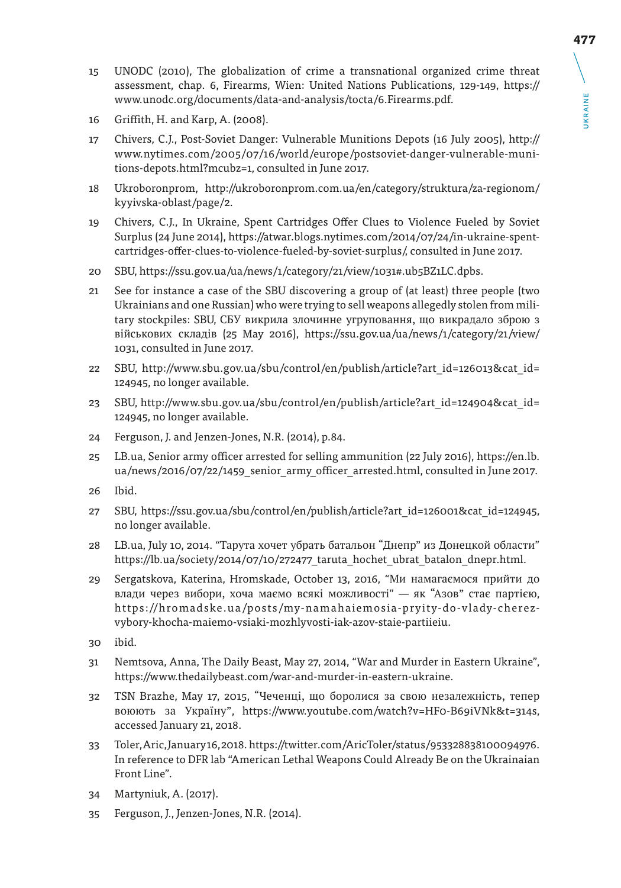15 UNODC (2010), The globalization of crime a transnational organized crime threat assessment, chap. 6, Firearms, Wien: United Nations Publications, 129-149, https://www.unodc.org/documents/data-and-analysis/tocta/6.Firearms.pdf.

16 Griffith, H. and Karp, A. (2008).

17 Chivers, C.J., Post-Soviet Danger: Vulnerable Munitions Depots (16 July 2005), http://www.nytimes.com/2005/07/16/world/europe/postsoviet-danger-vulnerable-munitions-depots.html?mcubz=1, consulted in June 2017.

18 Ukroboronprom, http://ukroboronprom.com.ua/en/category/struktura/za-regionom/kyyivska-oblast/page/2.

19 Chivers, C.J., In Ukraine, Spent Cartridges Offer Clues to Violence Fueled by Soviet Surplus (24 June 2014), https://atwar.blogs.nytimes.com/2014/07/24/in-ukraine-spent-cartridges-offer-clues-to-violence-fueled-by-soviet-surplus/, consulted in June 2017.

20 SBU, https://ssu.gov.ua/ua/news/1/category/21/view/1031#.ub5BZ1LC.dpbs.

21 See for instance a case of the SBU discovering a group of (at least) three people (two Ukrainians and one Russian) who were trying to sell weapons allegedly stolen from military stockpiles: SBU, СБУ викрила злочинне угруповання, що викрадало зброю з військових складів (25 May 2016), https://ssu.gov.ua/ua/news/1/category/21/view/1031, consulted in June 2017.

22 SBU, http://www.sbu.gov.ua/sbu/control/en/publish/article?art_id=126013&cat_id=124945, no longer available.

23 SBU, http://www.sbu.gov.ua/sbu/control/en/publish/article?art_id=124904&cat_id=124945, no longer available.

24 Ferguson, J. and Jenzen-Jones, N.R. (2014), p.84.

25 LB.ua, Senior army officer arrested for selling ammunition (22 July 2016), https://en.lb.ua/news/2016/07/22/1459_senior_army_officer_arrested.html, consulted in June 2017.

26 Ibid.

27 SBU, https://ssu.gov.ua/sbu/control/en/publish/article?art_id=126001&cat_id=124945, no longer available.

28 LB.ua, July 10, 2014. "Тарута хочет убрать батальон "Днепр" из Донецкой области" https://lb.ua/society/2014/07/10/272477_taruta_hochet_ubrat_batalon_dnepr.html.

29 Sergatskova, Katerina, Hromskade, October 13, 2016, "Ми намагаємося прийти до влади через вибори, хоча маємо всякі можливості" — як "Азов" стає партією, https://hromadske.ua/posts/my-namahaiemosia-pryity-do-vlady-cherez-vybory-khocha-maiemo-vsiaki-mozhlyvosti-iak-azov-staie-partiieiu.

30 ibid.

31 Nemtsova, Anna, The Daily Beast, May 27, 2014, "War and Murder in Eastern Ukraine", https://www.thedailybeast.com/war-and-murder-in-eastern-ukraine.

32 TSN Brazhe, May 17, 2015, "Чеченці, що боролися за свою незалежність, тепер воюють за Україну", https://www.youtube.com/watch?v=HF0-B69iVNk&t=314s, accessed January 21, 2018.

33 Toler, Aric, January 16, 2018. https://twitter.com/AricToler/status/953328838100094976. In reference to DFR lab "American Lethal Weapons Could Already Be on the Ukrainaian Front Line".

34 Martyniuk, A. (2017).

35 Ferguson, J., Jenzen-Jones, N.R. (2014).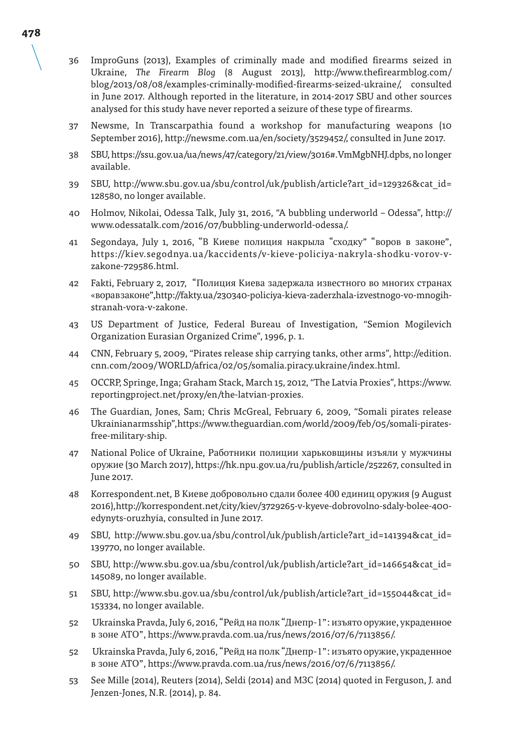36 ImproGuns (2013), Examples of criminally made and modified firearms seized in Ukraine, *The Firearm Blog* (8 August 2013), http://www.thefirearmblog.com/blog/2013/08/08/examples-criminally-modified-firearms-seized-ukraine/, consulted in June 2017. Although reported in the literature, in 2014-2017 SBU and other sources analysed for this study have never reported a seizure of these type of firearms.

37 Newsme, In Transcarpathia found a workshop for manufacturing weapons (10 September 2016), http://newsme.com.ua/en/society/3529452/, consulted in June 2017.

38 SBU, https://ssu.gov.ua/ua/news/47/category/21/view/3016#.VmMgbNHJ.dpbs, no longer available.

39 SBU, http://www.sbu.gov.ua/sbu/control/uk/publish/article?art_id=129326&cat_id=128580, no longer available.

40 Holmov, Nikolai, Odessa Talk, July 31, 2016, "A bubbling underworld – Odessa", http://www.odessatalk.com/2016/07/bubbling-underworld-odessa/.

41 Segondaya, July 1, 2016, "В Киеве полиция накрыла "сходку" "воров в законе", https://kiev.segodnya.ua/kaccidents/v-kieve-policiya-nakryla-shodku-vorov-v-zakone-729586.html.

42 Fakti, February 2, 2017, "Полиция Киева задержала известного во многих странах «воравзаконе",http://fakty.ua/230340-policiya-kieva-zaderzhala-izvestnogo-vo-mnogih-stranah-vora-v-zakone.

43 US Department of Justice, Federal Bureau of Investigation, "Semion Mogilevich Organization Eurasian Organized Crime", 1996, p. 1.

44 CNN, February 5, 2009, "Pirates release ship carrying tanks, other arms", http://edition.cnn.com/2009/WORLD/africa/02/05/somalia.piracy.ukraine/index.html.

45 OCCRP, Springe, Inga; Graham Stack, March 15, 2012, "The Latvia Proxies", https://www.reportingproject.net/proxy/en/the-latvian-proxies.

46 The Guardian, Jones, Sam; Chris McGreal, February 6, 2009, "Somali pirates release Ukrainianarmsship",https://www.theguardian.com/world/2009/feb/05/somali-pirates-free-military-ship.

47 National Police of Ukraine, Работники полиции харьковщины изъяли у мужчины оружие (30 March 2017), https://hk.npu.gov.ua/ru/publish/article/252267, consulted in June 2017.

48 Korrespondent.net, В Киеве добровольно сдали более 400 единиц оружия (9 August 2016),http://korrespondent.net/city/kiev/3729265-v-kyeve-dobrovolno-sdaly-bolee-400-edynyts-oruzhyia, consulted in June 2017.

49 SBU, http://www.sbu.gov.ua/sbu/control/uk/publish/article?art_id=141394&cat_id=139770, no longer available.

50 SBU, http://www.sbu.gov.ua/sbu/control/uk/publish/article?art_id=146654&cat_id=145089, no longer available.

51 SBU, http://www.sbu.gov.ua/sbu/control/uk/publish/article?art_id=155044&cat_id=153334, no longer available.

52 Ukrainska Pravda, July 6, 2016, "Рейд на полк "Днепр-1": изъято оружие, украденное в зоне АТО", https://www.pravda.com.ua/rus/news/2016/07/6/7113856/.

52 Ukrainska Pravda, July 6, 2016, "Рейд на полк "Днепр-1": изъято оружие, украденное в зоне АТО", https://www.pravda.com.ua/rus/news/2016/07/6/7113856/.

53 See Mille (2014), Reuters (2014), Seldi (2014) and M3C (2014) quoted in Ferguson, J. and Jenzen-Jones, N.R. (2014), p. 84.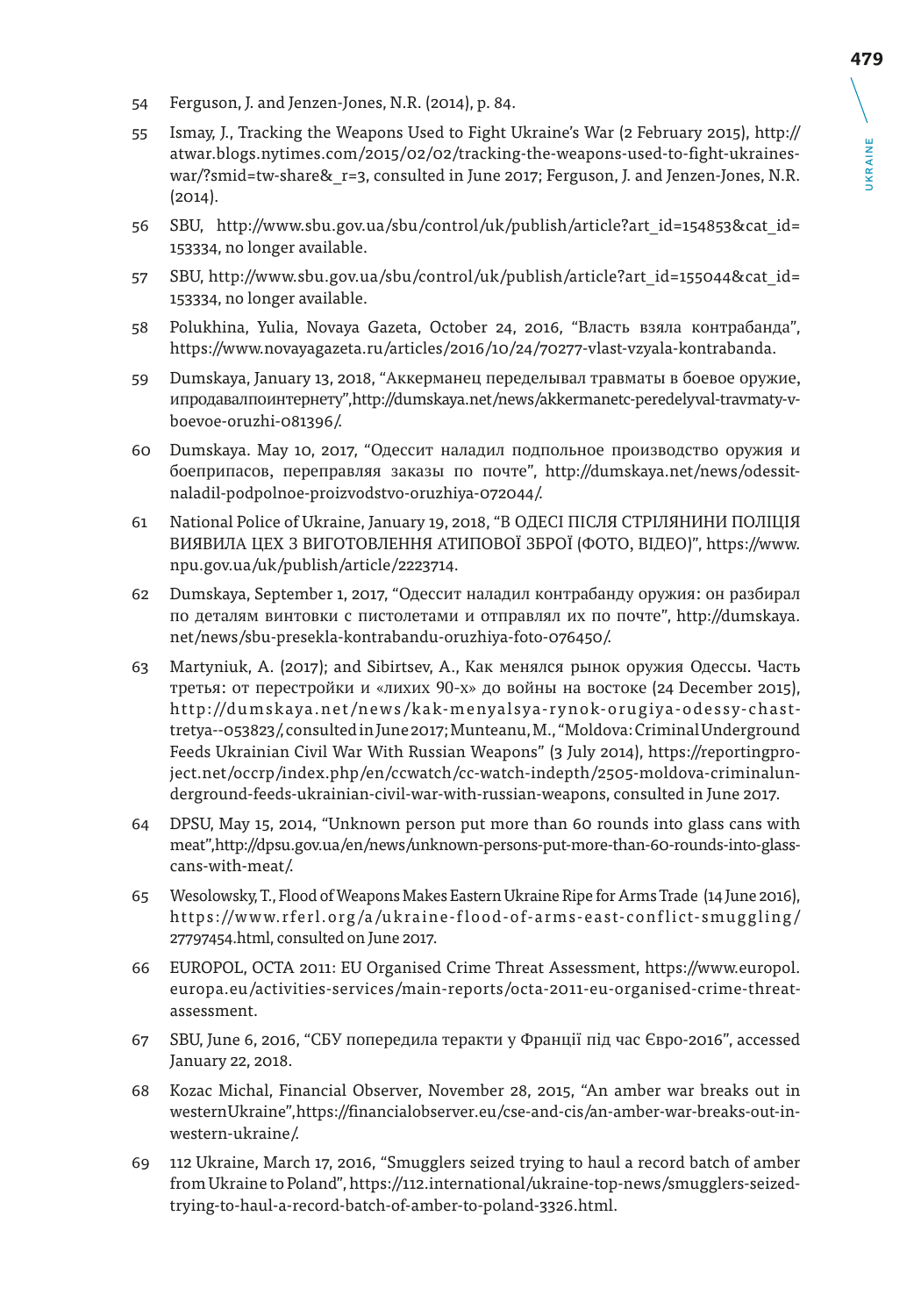54 Ferguson, J. and Jenzen-Jones, N.R. (2014), p. 84.

55 Ismay, J., Tracking the Weapons Used to Fight Ukraine's War (2 February 2015), http://atwar.blogs.nytimes.com/2015/02/02/tracking-the-weapons-used-to-fight-ukraines-war/?smid=tw-share&_r=3, consulted in June 2017; Ferguson, J. and Jenzen-Jones, N.R. (2014).

56 SBU, http://www.sbu.gov.ua/sbu/control/uk/publish/article?art_id=154853&cat_id=153334, no longer available.

57 SBU, http://www.sbu.gov.ua/sbu/control/uk/publish/article?art_id=155044&cat_id=153334, no longer available.

58 Polukhina, Yulia, Novaya Gazeta, October 24, 2016, "Власть взяла контрабанда", https://www.novayagazeta.ru/articles/2016/10/24/70277-vlast-vzyala-kontrabanda.

59 Dumskaya, January 13, 2018, "Аккерманец переделывал травматы в боевое оружие, ипродавалпоинтернету",http://dumskaya.net/news/akkermanetc-peredelyval-travmaty-v-boevoe-oruzhi-081396/.

60 Dumskaya. May 10, 2017, "Одессит наладил подпольное производство оружия и боеприпасов, переправляя заказы по почте", http://dumskaya.net/news/odessit-naladil-podpolnoe-proizvodstvo-oruzhiya-072044/.

61 National Police of Ukraine, January 19, 2018, "В ОДЕСІ ПІСЛЯ СТРІЛЯНИНИ ПОЛІЦІЯ ВИЯВИЛА ЦЕХ З ВИГОТОВЛЕННЯ АТИПОВОЇ ЗБРОЇ (ФОТО, ВІДЕО)", https://www.npu.gov.ua/uk/publish/article/2223714.

62 Dumskaya, September 1, 2017, "Одессит наладил контрабанду оружия: он разбирал по деталям винтовки с пистолетами и отправлял их по почте", http://dumskaya.net/news/sbu-presekla-kontrabandu-oruzhiya-foto-076450/.

63 Martyniuk, A. (2017); and Sibirtsev, A., Как менялся рынок оружия Одессы. Часть третья: от перестройки и «лихих 90-х» до войны на востоке (24 December 2015), http://dumskaya.net/news/kak-menyalsya-rynok-orugiya-odessy-chast-tretya--053823/, consulted in June 2017; Munteanu, M., "Moldova: Criminal Underground Feeds Ukrainian Civil War With Russian Weapons" (3 July 2014), https://reportingproject.net/occrp/index.php/en/ccwatch/cc-watch-indepth/2505-moldova-criminalunderground-feeds-ukrainian-civil-war-with-russian-weapons, consulted in June 2017.

64 DPSU, May 15, 2014, "Unknown person put more than 60 rounds into glass cans with meat",http://dpsu.gov.ua/en/news/unknown-persons-put-more-than-60-rounds-into-glass-cans-with-meat/.

65 Wesolowsky, T., Flood of Weapons Makes Eastern Ukraine Ripe for Arms Trade (14 June 2016), https://www.rferl.org/a/ukraine-flood-of-arms-east-conflict-smuggling/27797454.html, consulted on June 2017.

66 EUROPOL, OCTA 2011: EU Organised Crime Threat Assessment, https://www.europol.europa.eu/activities-services/main-reports/octa-2011-eu-organised-crime-threat-assessment.

67 SBU, June 6, 2016, "СБУ попередила теракти у Франції під час Євро-2016", accessed January 22, 2018.

68 Kozac Michal, Financial Observer, November 28, 2015, "An amber war breaks out in western Ukraine",https://financialobserver.eu/cse-and-cis/an-amber-war-breaks-out-in-western-ukraine/.

69 112 Ukraine, March 17, 2016, "Smugglers seized trying to haul a record batch of amber from Ukraine to Poland", https://112.international/ukraine-top-news/smugglers-seized-trying-to-haul-a-record-batch-of-amber-to-poland-3326.html.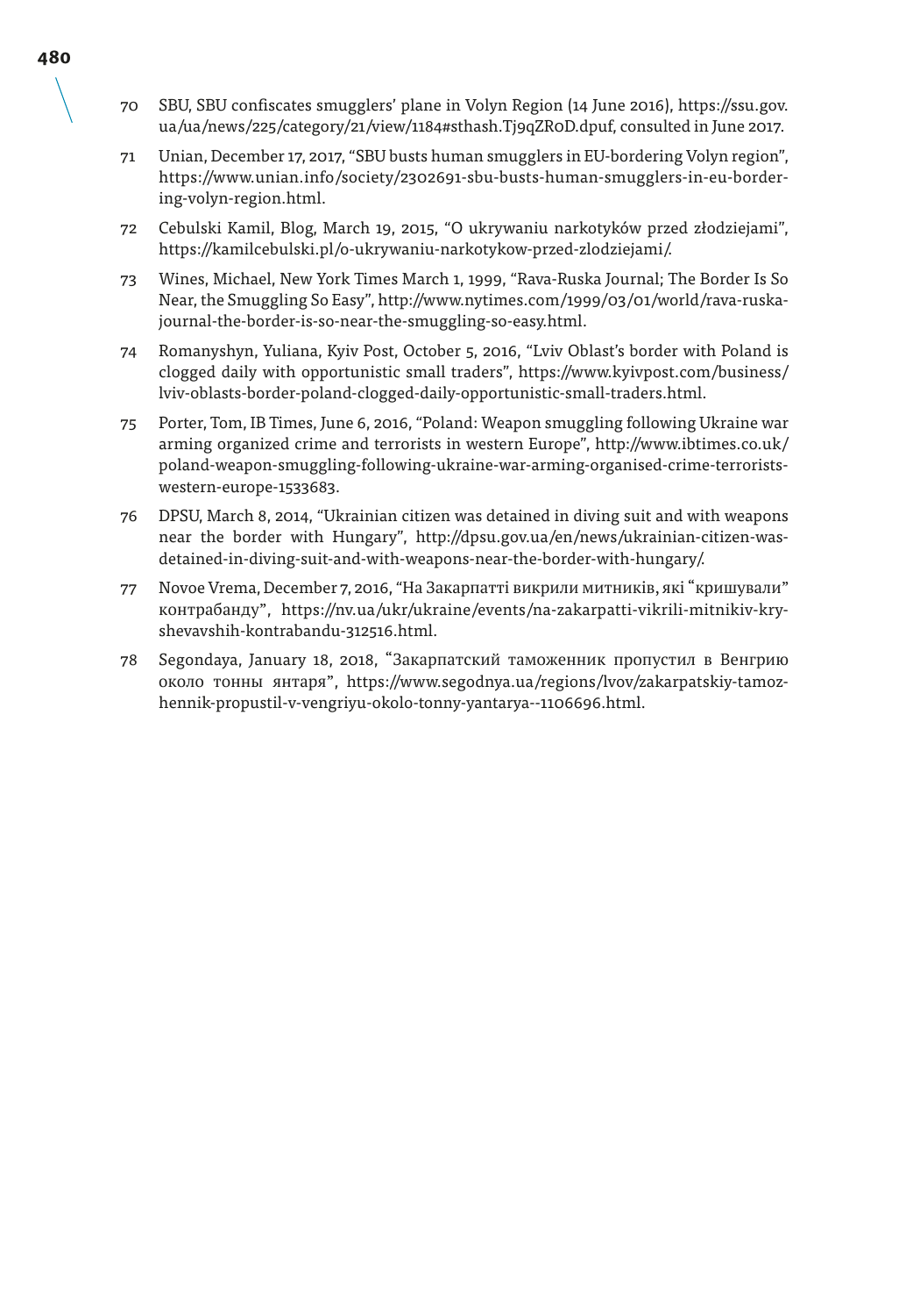70 SBU, SBU confiscates smugglers' plane in Volyn Region (14 June 2016), https://ssu.gov.ua/ua/news/225/category/21/view/1184#sthash.Tj9qZR0D.dpuf, consulted in June 2017.

71 Unian, December 17, 2017, "SBU busts human smugglers in EU-bordering Volyn region", https://www.unian.info/society/2302691-sbu-busts-human-smugglers-in-eu-bordering-volyn-region.html.

72 Cebulski Kamil, Blog, March 19, 2015, "O ukrywaniu narkotyków przed złodziejami", https://kamilcebulski.pl/o-ukrywaniu-narkotykow-przed-zlodziejami/.

73 Wines, Michael, New York Times March 1, 1999, "Rava-Ruska Journal; The Border Is So Near, the Smuggling So Easy", http://www.nytimes.com/1999/03/01/world/rava-ruska-journal-the-border-is-so-near-the-smuggling-so-easy.html.

74 Romanyshyn, Yuliana, Kyiv Post, October 5, 2016, "Lviv Oblast's border with Poland is clogged daily with opportunistic small traders", https://www.kyivpost.com/business/lviv-oblasts-border-poland-clogged-daily-opportunistic-small-traders.html.

75 Porter, Tom, IB Times, June 6, 2016, "Poland: Weapon smuggling following Ukraine war arming organized crime and terrorists in western Europe", http://www.ibtimes.co.uk/poland-weapon-smuggling-following-ukraine-war-arming-organised-crime-terrorists-western-europe-1533683.

76 DPSU, March 8, 2014, "Ukrainian citizen was detained in diving suit and with weapons near the border with Hungary", http://dpsu.gov.ua/en/news/ukrainian-citizen-was-detained-in-diving-suit-and-with-weapons-near-the-border-with-hungary/.

77 Novoe Vrema, December 7, 2016, "На Закарпатті викрили митників, які "кришували" контрабанду", https://nv.ua/ukr/ukraine/events/na-zakarpatti-vikrili-mitnikiv-kryshevavshih-kontrabandu-312516.html.

78 Segondaya, January 18, 2018, "Закарпатский таможенник пропустил в Венгрию около тонны янтаря", https://www.segodnya.ua/regions/lvov/zakarpatskiy-tamozhennik-propustil-v-vengriyu-okolo-tonny-yantarya--1106696.html.